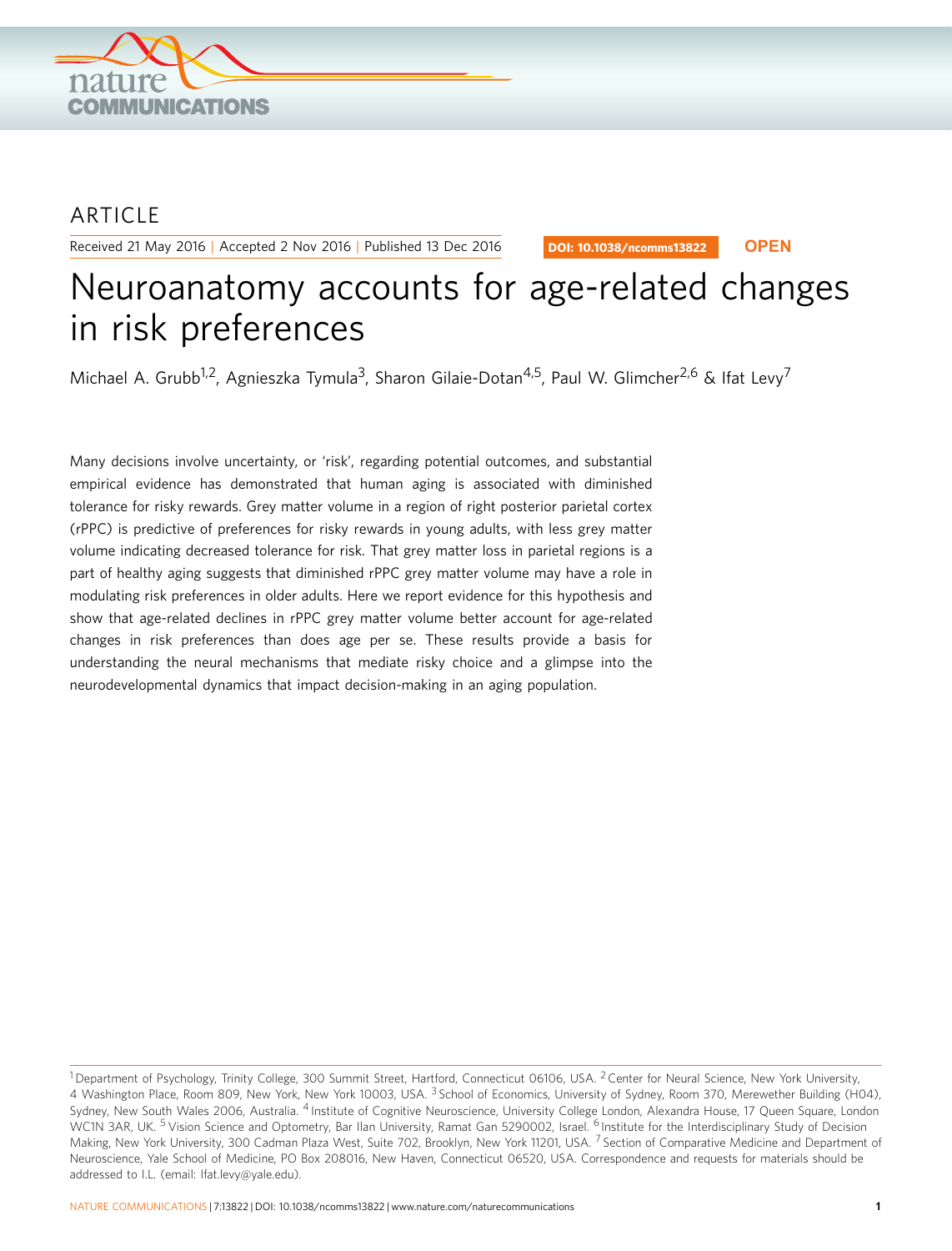ARTICLE

Received 21 May 2016 | Accepted 2 Nov 2016 | Published 13 Dec 2016

DOI: 10.1038/ncomms13822 **OPEN**

# Neuroanatomy accounts for age-related changes in risk preferences

Michael A. Grubb[1,2], Agnieszka Tymula[3], Sharon Gilaie-Dotan[4,5], Paul W. Glimcher[2,6] & Ifat Levy[7]

Many decisions involve uncertainty, or 'risk', regarding potential outcomes, and substantial empirical evidence has demonstrated that human aging is associated with diminished tolerance for risky rewards. Grey matter volume in a region of right posterior parietal cortex (rPPC) is predictive of preferences for risky rewards in young adults, with less grey matter volume indicating decreased tolerance for risk. That grey matter loss in parietal regions is a part of healthy aging suggests that diminished rPPC grey matter volume may have a role in modulating risk preferences in older adults. Here we report evidence for this hypothesis and show that age-related declines in rPPC grey matter volume better account for age-related changes in risk preferences than does age per se. These results provide a basis for understanding the neural mechanisms that mediate risky choice and a glimpse into the neurodevelopmental dynamics that impact decision-making in an aging population.

[1] Department of Psychology, Trinity College, 300 Summit Street, Hartford, Connecticut 06106, USA. [2] Center for Neural Science, New York University, 4 Washington Place, Room 809, New York, New York 10003, USA. [3] School of Economics, University of Sydney, Room 370, Merewether Building (H04), Sydney, New South Wales 2006, Australia. [4] Institute of Cognitive Neuroscience, University College London, Alexandra House, 17 Queen Square, London WC1N 3AR, UK. [5] Vision Science and Optometry, Bar Ilan University, Ramat Gan 5290002, Israel. [6] Institute for the Interdisciplinary Study of Decision Making, New York University, 300 Cadman Plaza West, Suite 702, Brooklyn, New York 11201, USA. [7] Section of Comparative Medicine and Department of Neuroscience, Yale School of Medicine, PO Box 208016, New Haven, Connecticut 06520, USA. Correspondence and requests for materials should be addressed to I.L. (email: Ifat.levy@yale.edu).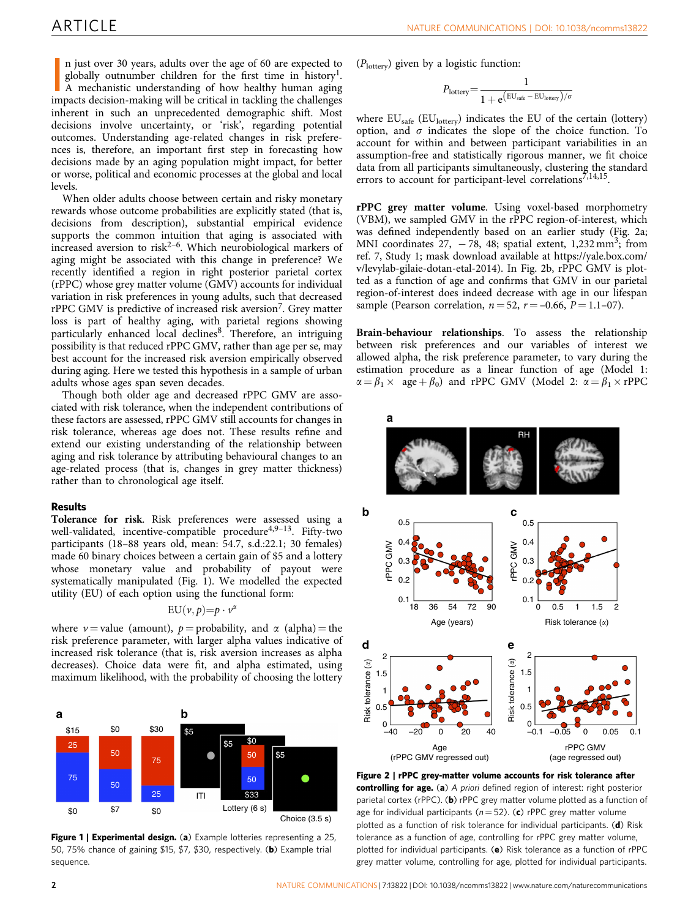In just over 30 years, adults over the age of 60 are expected to globally outnumber children for the first time in history[1]. A mechanistic understanding of how healthy human aging impacts decision-making will be critical in tackling the challenges inherent in such an unprecedented demographic shift. Most decisions involve uncertainty, or 'risk', regarding potential outcomes. Understanding age-related changes in risk preferences is, therefore, an important first step in forecasting how decisions made by an aging population might impact, for better or worse, political and economic processes at the global and local levels.

When older adults choose between certain and risky monetary rewards whose outcome probabilities are explicitly stated (that is, decisions from description), substantial empirical evidence supports the common intuition that aging is associated with increased aversion to risk[2–6]. Which neurobiological markers of aging might be associated with this change in preference? We recently identified a region in right posterior parietal cortex (rPPC) whose grey matter volume (GMV) accounts for individual variation in risk preferences in young adults, such that decreased rPPC GMV is predictive of increased risk aversion[7]. Grey matter loss is part of healthy aging, with parietal regions showing particularly enhanced local declines[8]. Therefore, an intriguing possibility is that reduced rPPC GMV, rather than age per se, may best account for the increased risk aversion empirically observed during aging. Here we tested this hypothesis in a sample of urban adults whose ages span seven decades.

Though both older age and decreased rPPC GMV are associated with risk tolerance, when the independent contributions of these factors are assessed, rPPC GMV still accounts for changes in risk tolerance, whereas age does not. These results refine and extend our existing understanding of the relationship between aging and risk tolerance by attributing behavioural changes to an age-related process (that is, changes in grey matter thickness) rather than to chronological age itself.

## Results

**Tolerance for risk**. Risk preferences were assessed using a well-validated, incentive-compatible procedure[4,9–13]. Fifty-two participants (18–88 years old, mean: 54.7, s.d.:22.1; 30 females) made 60 binary choices between a certain gain of \$5 and a lottery whose monetary value and probability of payout were systematically manipulated (Fig. 1). We modelled the expected utility (EU) of each option using the functional form:

$$\mathrm{EU}(v, p) = p \cdot v^{\alpha}$$

where $v$ = value (amount), $p$ = probability, and $\alpha$ (alpha) = the risk preference parameter, with larger alpha values indicative of increased risk tolerance (that is, risk aversion increases as alpha decreases). Choice data were fit, and alpha estimated, using maximum likelihood, with the probability of choosing the lottery ($P_{\mathrm{lottery}}$) given by a logistic function:

$$P_{\mathrm{lottery}} = \frac{1}{1 + e^{(\mathrm{EU}_{\mathrm{safe}} - \mathrm{EU}_{\mathrm{lottery}})/\sigma}}$$

where $\mathrm{EU}_{\mathrm{safe}}$ ($\mathrm{EU}_{\mathrm{lottery}}$) indicates the EU of the certain (lottery) option, and $\sigma$ indicates the slope of the choice function. To account for within and between participant variabilities in an assumption-free and statistically rigorous manner, we fit choice data from all participants simultaneously, clustering the standard errors to account for participant-level correlations[7,14,15].

Figure 1 | Experimental design. (a) Example lotteries representing a 25, 50, 75% chance of gaining \$15, \$7, \$30, respectively. (b) Example trial sequence.

**rPPC grey matter volume**. Using voxel-based morphometry (VBM), we sampled GMV in the rPPC region-of-interest, which was defined independently based on an earlier study (Fig. 2a; MNI coordinates 27, −78, 48; spatial extent, 1,232 mm$^3$; from ref. 7, Study 1; mask download available at https://yale.box.com/v/levylab-gilaie-dotan-etal-2014). In Fig. 2b, rPPC GMV is plotted as a function of age and confirms that GMV in our parietal region-of-interest does indeed decrease with age in our lifespan sample (Pearson correlation, $n = 52$, $r = -0.66$, $P = 1.1\text{–}07$).

**Brain-behaviour relationships**. To assess the relationship between risk preferences and our variables of interest we allowed alpha, the risk preference parameter, to vary during the estimation procedure as a linear function of age (Model 1: $\alpha = \beta_1 \times \mathrm{age} + \beta_0$) and rPPC GMV (Model 2: $\alpha = \beta_1 \times \mathrm{rPPC}$

Figure 2 | rPPC grey-matter volume accounts for risk tolerance after controlling for age. (a) *A priori* defined region of interest: right posterior parietal cortex (rPPC). (b) rPPC grey matter volume plotted as a function of age for individual participants ($n = 52$). (c) rPPC grey matter volume plotted as a function of risk tolerance for individual participants. (d) Risk tolerance as a function of age, controlling for rPPC grey matter volume, plotted for individual participants. (e) Risk tolerance as a function of rPPC grey matter volume, controlling for age, plotted for individual participants.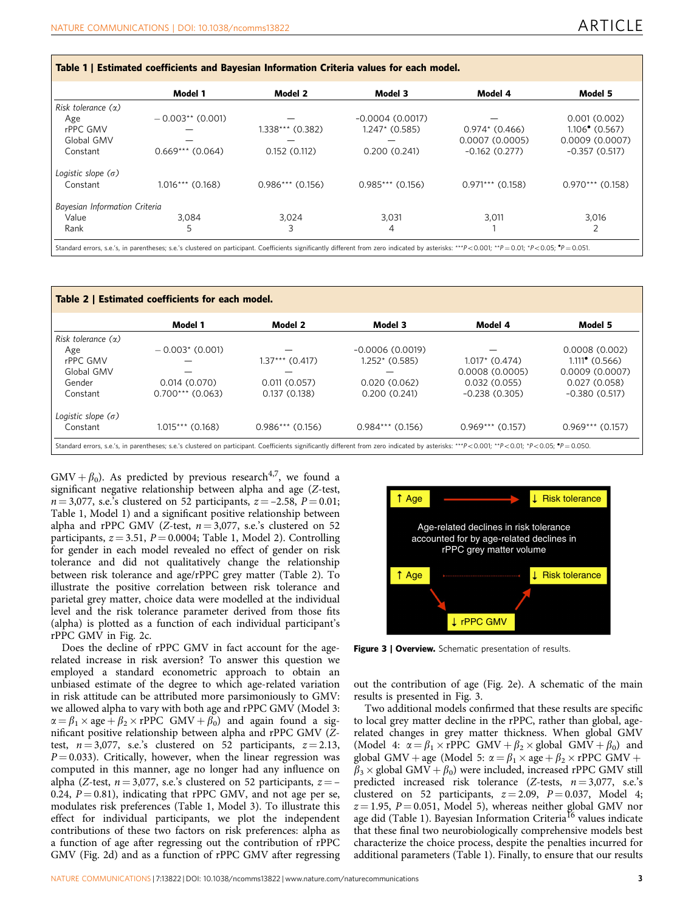**Table 1 | Estimated coefficients and Bayesian Information Criteria values for each model.**

| | Model 1 | Model 2 | Model 3 | Model 4 | Model 5 |
|---|---|---|---|---|---|
| *Risk tolerance (α)* | | | | | |
| Age | −0.003** (0.001) | — | -0.0004 (0.0017) | — | 0.001 (0.002) |
| rPPC GMV | — | 1.338*** (0.382) | 1.247* (0.585) | 0.974* (0.466) | 1.106• (0.567) |
| Global GMV | — | — | — | 0.0007 (0.0005) | 0.0009 (0.0007) |
| Constant | 0.669*** (0.064) | 0.152 (0.112) | 0.200 (0.241) | -0.162 (0.277) | -0.357 (0.517) |
| *Logistic slope (σ)* | | | | | |
| Constant | 1.016*** (0.168) | 0.986*** (0.156) | 0.985*** (0.156) | 0.971*** (0.158) | 0.970*** (0.158) |
| *Bayesian Information Criteria* | | | | | |
| Value | 3,084 | 3,024 | 3,031 | 3,011 | 3,016 |
| Rank | 5 | 3 | 4 | 1 | 2 |

Standard errors, s.e.'s, in parentheses; s.e.'s clustered on participant. Coefficients significantly different from zero indicated by asterisks: ***$P<0.001$; **$P=0.01$; *$P<0.05$; •$P=0.051$.

**Table 2 | Estimated coefficients for each model.**

| | Model 1 | Model 2 | Model 3 | Model 4 | Model 5 |
|---|---|---|---|---|---|
| *Risk tolerance (α)* | | | | | |
| Age | −0.003* (0.001) | — | -0.0006 (0.0019) | — | 0.0008 (0.002) |
| rPPC GMV | — | 1.37*** (0.417) | 1.252* (0.585) | 1.017* (0.474) | 1.111• (0.566) |
| Global GMV | — | — | — | 0.0008 (0.0005) | 0.0009 (0.0007) |
| Gender | 0.014 (0.070) | 0.011 (0.057) | 0.020 (0.062) | 0.032 (0.055) | 0.027 (0.058) |
| Constant | 0.700*** (0.063) | 0.137 (0.138) | 0.200 (0.241) | −0.238 (0.305) | −0.380 (0.517) |
| *Logistic slope (σ)* | | | | | |
| Constant | 1.015*** (0.168) | 0.986*** (0.156) | 0.984*** (0.156) | 0.969*** (0.157) | 0.969*** (0.157) |

Standard errors, s.e.'s, in parentheses; s.e.'s clustered on participant. Coefficients significantly different from zero indicated by asterisks: ***$P<0.001$; **$P<0.01$; *$P<0.05$; •$P=0.050$.

GMV $+ \beta_0$). As predicted by previous research[4,7], we found a significant negative relationship between alpha and age (Z-test, $n=3{,}077$, s.e.'s clustered on 52 participants, $z=-2.58$, $P=0.01$; Table 1, Model 1) and a significant positive relationship between alpha and rPPC GMV (Z-test, $n=3{,}077$, s.e.'s clustered on 52 participants, $z=3.51$, $P=0.0004$; Table 1, Model 2). Controlling for gender in each model revealed no effect of gender on risk tolerance and did not qualitatively change the relationship between risk tolerance and age/rPPC grey matter (Table 2). To illustrate the positive correlation between risk tolerance and parietal grey matter, choice data were modelled at the individual level and the risk tolerance parameter derived from those fits (alpha) is plotted as a function of each individual participant's rPPC GMV in Fig. 2c.

Does the decline of rPPC GMV in fact account for the age-related increase in risk aversion? To answer this question we employed a standard econometric approach to obtain an unbiased estimate of the degree to which age-related variation in risk attitude can be attributed more parsimoniously to GMV: we allowed alpha to vary with both age and rPPC GMV (Model 3: $\alpha = \beta_1 \times \text{age} + \beta_2 \times \text{rPPC GMV} + \beta_0$) and again found a significant positive relationship between alpha and rPPC GMV (Z-test, $n=3{,}077$, s.e.'s clustered on 52 participants, $z=2.13$, $P=0.033$). Critically, however, when the linear regression was computed in this manner, age no longer had any influence on alpha (Z-test, $n=3{,}077$, s.e.'s clustered on 52 participants, $z=-0.24$, $P=0.81$), indicating that rPPC GMV, and not age per se, modulates risk preferences (Table 1, Model 3). To illustrate this effect for individual participants, we plot the independent contributions of these two factors on risk preferences: alpha as a function of age after regressing out the contribution of rPPC GMV (Fig. 2d) and as a function of rPPC GMV after regressing out the contribution of age (Fig. 2e). A schematic of the main results is presented in Fig. 3.

**Figure 3 | Overview.** Schematic presentation of results.

Two additional models confirmed that these results are specific to local grey matter decline in the rPPC, rather than global, age-related changes in grey matter thickness. When global GMV (Model 4: $\alpha = \beta_1 \times \text{rPPC GMV} + \beta_2 \times \text{global GMV} + \beta_0$) and global GMV + age (Model 5: $\alpha = \beta_1 \times \text{age} + \beta_2 \times \text{rPPC GMV} + \beta_3 \times \text{global GMV} + \beta_0$) were included, increased rPPC GMV still predicted increased risk tolerance (Z-tests, $n=3{,}077$, s.e.'s clustered on 52 participants, $z=2.09$, $P=0.037$, Model 4; $z=1.95$, $P=0.051$, Model 5), whereas neither global GMV nor age did (Table 1). Bayesian Information Criteria[16] values indicate that these final two neurobiologically comprehensive models best characterize the choice process, despite the penalties incurred for additional parameters (Table 1). Finally, to ensure that our results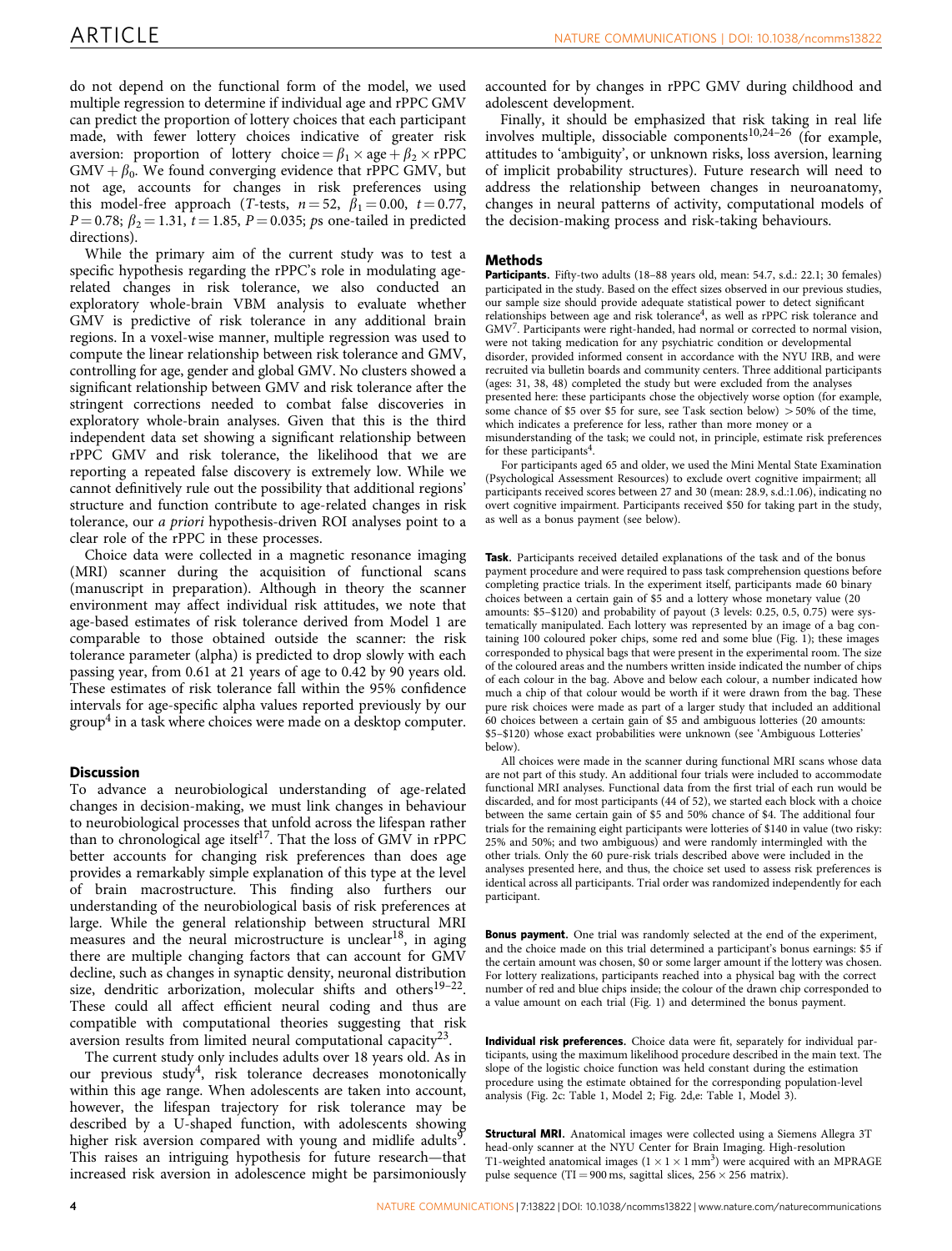do not depend on the functional form of the model, we used multiple regression to determine if individual age and rPPC GMV can predict the proportion of lottery choices that each participant made, with fewer lottery choices indicative of greater risk aversion: proportion of lottery choice $= \beta_1 \times \text{age} + \beta_2 \times \text{rPPC GMV} + \beta_0$. We found converging evidence that rPPC GMV, but not age, accounts for changes in risk preferences using this model-free approach (*T*-tests, $n = 52$, $\beta_1 = 0.00$, $t = 0.77$, $P = 0.78$; $\beta_2 = 1.31$, $t = 1.85$, $P = 0.035$; *p*s one-tailed in predicted directions).

While the primary aim of the current study was to test a specific hypothesis regarding the rPPC's role in modulating age-related changes in risk tolerance, we also conducted an exploratory whole-brain VBM analysis to evaluate whether GMV is predictive of risk tolerance in any additional brain regions. In a voxel-wise manner, multiple regression was used to compute the linear relationship between risk tolerance and GMV, controlling for age, gender and global GMV. No clusters showed a significant relationship between GMV and risk tolerance after the stringent corrections needed to combat false discoveries in exploratory whole-brain analyses. Given that this is the third independent data set showing a significant relationship between rPPC GMV and risk tolerance, the likelihood that we are reporting a repeated false discovery is extremely low. While we cannot definitively rule out the possibility that additional regions' structure and function contribute to age-related changes in risk tolerance, our *a priori* hypothesis-driven ROI analyses point to a clear role of the rPPC in these processes.

Choice data were collected in a magnetic resonance imaging (MRI) scanner during the acquisition of functional scans (manuscript in preparation). Although in theory the scanner environment may affect individual risk attitudes, we note that age-based estimates of risk tolerance derived from Model 1 are comparable to those obtained outside the scanner: the risk tolerance parameter (alpha) is predicted to drop slowly with each passing year, from 0.61 at 21 years of age to 0.42 by 90 years old. These estimates of risk tolerance fall within the 95% confidence intervals for age-specific alpha values reported previously by our group[4] in a task where choices were made on a desktop computer.

## Discussion

To advance a neurobiological understanding of age-related changes in decision-making, we must link changes in behaviour to neurobiological processes that unfold across the lifespan rather than to chronological age itself[17]. That the loss of GMV in rPPC better accounts for changing risk preferences than does age provides a remarkably simple explanation of this type at the level of brain macrostructure. This finding also furthers our understanding of the neurobiological basis of risk preferences at large. While the general relationship between structural MRI measures and the neural microstructure is unclear[18], in aging there are multiple changing factors that can account for GMV decline, such as changes in synaptic density, neuronal distribution size, dendritic arborization, molecular shifts and others[19–22]. These could all affect efficient neural coding and thus are compatible with computational theories suggesting that risk aversion results from limited neural computational capacity[23].

The current study only includes adults over 18 years old. As in our previous study[4], risk tolerance decreases monotonically within this age range. When adolescents are taken into account, however, the lifespan trajectory for risk tolerance may be described by a U-shaped function, with adolescents showing higher risk aversion compared with young and midlife adults[9]. This raises an intriguing hypothesis for future research—that increased risk aversion in adolescence might be parsimoniously accounted for by changes in rPPC GMV during childhood and adolescent development.

Finally, it should be emphasized that risk taking in real life involves multiple, dissociable components[10,24–26] (for example, attitudes to 'ambiguity', or unknown risks, loss aversion, learning of implicit probability structures). Future research will need to address the relationship between changes in neuroanatomy, changes in neural patterns of activity, computational models of the decision-making process and risk-taking behaviours.

## Methods

**Participants.** Fifty-two adults (18–88 years old, mean: 54.7, s.d.: 22.1; 30 females) participated in the study. Based on the effect sizes observed in our previous studies, our sample size should provide adequate statistical power to detect significant relationships between age and risk tolerance[4], as well as rPPC risk tolerance and GMV[7]. Participants were right-handed, had normal or corrected to normal vision, were not taking medication for any psychiatric condition or developmental disorder, provided informed consent in accordance with the NYU IRB, and were recruited via bulletin boards and community centers. Three additional participants (ages: 31, 38, 48) completed the study but were excluded from the analyses presented here: these participants chose the objectively worse option (for example, some chance of \$5 over \$5 for sure, see Task section below) >50% of the time, which indicates a preference for less, rather than more money or a misunderstanding of the task; we could not, in principle, estimate risk preferences for these participants[4].

For participants aged 65 and older, we used the Mini Mental State Examination (Psychological Assessment Resources) to exclude overt cognitive impairment; all participants received scores between 27 and 30 (mean: 28.9, s.d.:1.06), indicating no overt cognitive impairment. Participants received \$50 for taking part in the study, as well as a bonus payment (see below).

**Task.** Participants received detailed explanations of the task and of the bonus payment procedure and were required to pass task comprehension questions before completing practice trials. In the experiment itself, participants made 60 binary choices between a certain gain of \$5 and a lottery whose monetary value (20 amounts: \$5–\$120) and probability of payout (3 levels: 0.25, 0.5, 0.75) were systematically manipulated. Each lottery was represented by an image of a bag containing 100 coloured poker chips, some red and some blue (Fig. 1); these images corresponded to physical bags that were present in the experimental room. The size of the coloured areas and the numbers written inside indicated the number of chips of each colour in the bag. Above and below each colour, a number indicated how much a chip of that colour would be worth if it were drawn from the bag. These pure risk choices were made as part of a larger study that included an additional 60 choices between a certain gain of \$5 and ambiguous lotteries (20 amounts: \$5–\$120) whose exact probabilities were unknown (see 'Ambiguous Lotteries' below).

All choices were made in the scanner during functional MRI scans whose data are not part of this study. An additional four trials were included to accommodate functional MRI analyses. Functional data from the first trial of each run would be discarded, and for most participants (44 of 52), we started each block with a choice between the same certain gain of \$5 and 50% chance of \$4. The additional four trials for the remaining eight participants were lotteries of \$140 in value (two risky: 25% and 50%; and two ambiguous) and were randomly intermingled with the other trials. Only the 60 pure-risk trials described above were included in the analyses presented here, and thus, the choice set used to assess risk preferences is identical across all participants. Trial order was randomized independently for each participant.

**Bonus payment.** One trial was randomly selected at the end of the experiment, and the choice made on this trial determined a participant's bonus earnings: \$5 if the certain amount was chosen, \$0 or some larger amount if the lottery was chosen. For lottery realizations, participants reached into a physical bag with the correct number of red and blue chips inside; the colour of the drawn chip corresponded to a value amount on each trial (Fig. 1) and determined the bonus payment.

**Individual risk preferences.** Choice data were fit, separately for individual participants, using the maximum likelihood procedure described in the main text. The slope of the logistic choice function was held constant during the estimation procedure using the estimate obtained for the corresponding population-level analysis (Fig. 2c: Table 1, Model 2; Fig. 2d,e: Table 1, Model 3).

**Structural MRI.** Anatomical images were collected using a Siemens Allegra 3T head-only scanner at the NYU Center for Brain Imaging. High-resolution T1-weighted anatomical images ($1 \times 1 \times 1$ mm$^3$) were acquired with an MPRAGE pulse sequence (TI = 900 ms, sagittal slices, $256 \times 256$ matrix).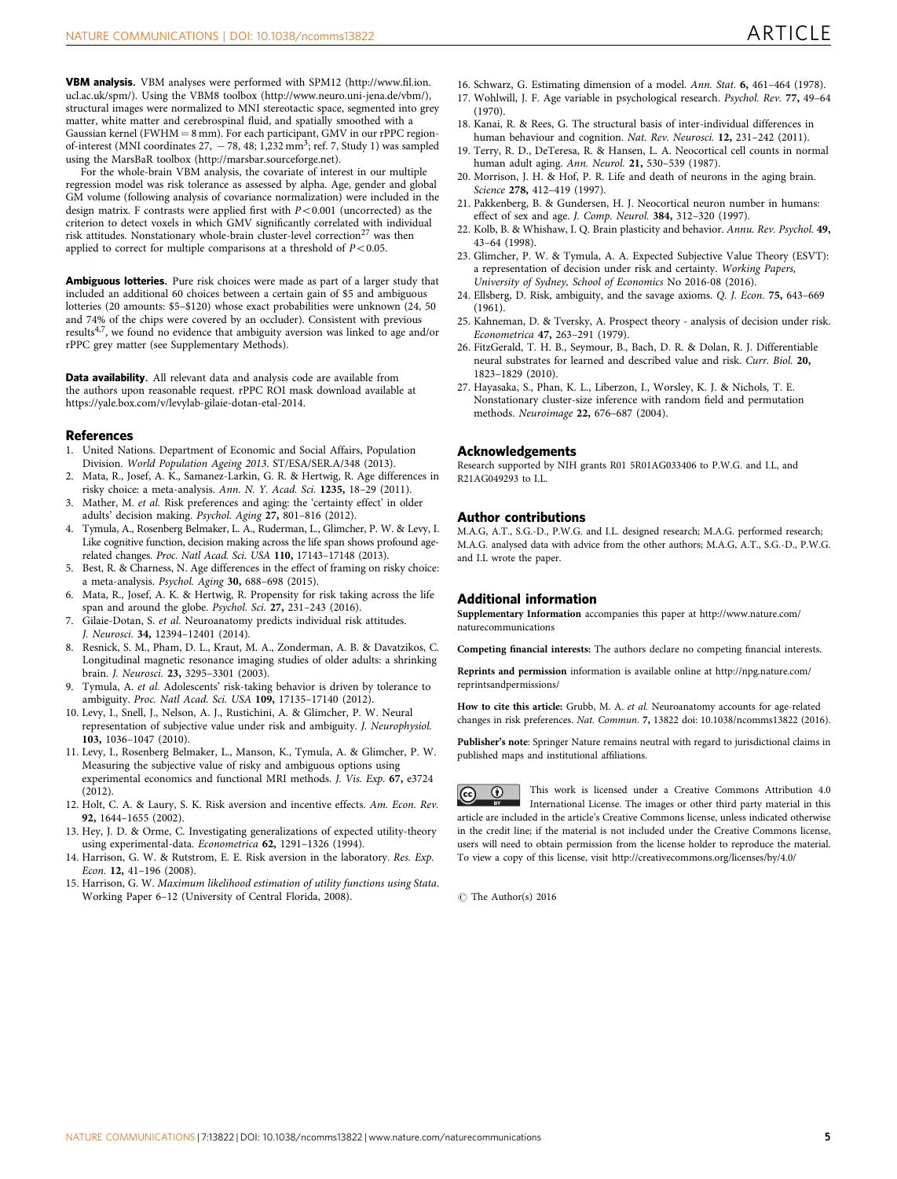**VBM analysis.** VBM analyses were performed with SPM12 (http://www.fil.ion.ucl.ac.uk/spm/). Using the VBM8 toolbox (http://www.neuro.uni-jena.de/vbm/), structural images were normalized to MNI stereotactic space, segmented into grey matter, white matter and cerebrospinal fluid, and spatially smoothed with a Gaussian kernel (FWHM = 8 mm). For each participant, GMV in our rPPC region-of-interest (MNI coordinates 27, −78, 48; 1,232 $mm^3$; ref. 7, Study 1) was sampled using the MarsBaR toolbox (http://marsbar.sourceforge.net).

For the whole-brain VBM analysis, the covariate of interest in our multiple regression model was risk tolerance as assessed by alpha. Age, gender and global GM volume (following analysis of covariance normalization) were included in the design matrix. F contrasts were applied first with $P<0.001$ (uncorrected) as the criterion to detect voxels in which GMV significantly correlated with individual risk attitudes. Nonstationary whole-brain cluster-level correction[27] was then applied to correct for multiple comparisons at a threshold of $P<0.05$.

**Ambiguous lotteries.** Pure risk choices were made as part of a larger study that included an additional 60 choices between a certain gain of $5 and ambiguous lotteries (20 amounts: $5–$120) whose exact probabilities were unknown (24, 50 and 74% of the chips were covered by an occluder). Consistent with previous results[4,7], we found no evidence that ambiguity aversion was linked to age and/or rPPC grey matter (see Supplementary Methods).

**Data availability.** All relevant data and analysis code are available from the authors upon reasonable request. rPPC ROI mask download available at https://yale.box.com/v/levylab-gilaie-dotan-etal-2014.

## References

1. United Nations. Department of Economic and Social Affairs, Population Division. *World Population Ageing 2013*. ST/ESA/SER.A/348 (2013).
2. Mata, R., Josef, A. K., Samanez-Larkin, G. R. & Hertwig, R. Age differences in risky choice: a meta-analysis. *Ann. N. Y. Acad. Sci.* **1235,** 18–29 (2011).
3. Mather, M. *et al.* Risk preferences and aging: the 'certainty effect' in older adults' decision making. *Psychol. Aging* **27,** 801–816 (2012).
4. Tymula, A., Rosenberg Belmaker, L. A., Ruderman, L., Glimcher, P. W. & Levy, I. Like cognitive function, decision making across the life span shows profound age-related changes. *Proc. Natl Acad. Sci. USA* **110,** 17143–17148 (2013).
5. Best, R. & Charness, N. Age differences in the effect of framing on risky choice: a meta-analysis. *Psychol. Aging* **30,** 688–698 (2015).
6. Mata, R., Josef, A. K. & Hertwig, R. Propensity for risk taking across the life span and around the globe. *Psychol. Sci.* **27,** 231–243 (2016).
7. Gilaie-Dotan, S. *et al.* Neuroanatomy predicts individual risk attitudes. *J. Neurosci.* **34,** 12394–12401 (2014).
8. Resnick, S. M., Pham, D. L., Kraut, M. A., Zonderman, A. B. & Davatzikos, C. Longitudinal magnetic resonance imaging studies of older adults: a shrinking brain. *J. Neurosci.* **23,** 3295–3301 (2003).
9. Tymula, A. *et al.* Adolescents' risk-taking behavior is driven by tolerance to ambiguity. *Proc. Natl Acad. Sci. USA* **109,** 17135–17140 (2012).
10. Levy, I., Snell, J., Nelson, A. J., Rustichini, A. & Glimcher, P. W. Neural representation of subjective value under risk and ambiguity. *J. Neurophysiol.* **103,** 1036–1047 (2010).
11. Levy, I., Rosenberg Belmaker, L., Manson, K., Tymula, A. & Glimcher, P. W. Measuring the subjective value of risky and ambiguous options using experimental economics and functional MRI methods. *J. Vis. Exp.* **67,** e3724 (2012).
12. Holt, C. A. & Laury, S. K. Risk aversion and incentive effects. *Am. Econ. Rev.* **92,** 1644–1655 (2002).
13. Hey, J. D. & Orme, C. Investigating generalizations of expected utility-theory using experimental-data. *Econometrica* **62,** 1291–1326 (1994).
14. Harrison, G. W. & Rutstrom, E. E. Risk aversion in the laboratory. *Res. Exp. Econ.* **12,** 41–196 (2008).
15. Harrison, G. W. *Maximum likelihood estimation of utility functions using Stata*. Working Paper 6–12 (University of Central Florida, 2008).
16. Schwarz, G. Estimating dimension of a model. *Ann. Stat.* **6,** 461–464 (1978).
17. Wohlwill, J. F. Age variable in psychological research. *Psychol. Rev.* **77,** 49–64 (1970).
18. Kanai, R. & Rees, G. The structural basis of inter-individual differences in human behaviour and cognition. *Nat. Rev. Neurosci.* **12,** 231–242 (2011).
19. Terry, R. D., DeTeresa, R. & Hansen, L. A. Neocortical cell counts in normal human adult aging. *Ann. Neurol.* **21,** 530–539 (1987).
20. Morrison, J. H. & Hof, P. R. Life and death of neurons in the aging brain. *Science* **278,** 412–419 (1997).
21. Pakkenberg, B. & Gundersen, H. J. Neocortical neuron number in humans: effect of sex and age. *J. Comp. Neurol.* **384,** 312–320 (1997).
22. Kolb, B. & Whishaw, I. Q. Brain plasticity and behavior. *Annu. Rev. Psychol.* **49,** 43–64 (1998).
23. Glimcher, P. W. & Tymula, A. A. Expected Subjective Value Theory (ESVT): a representation of decision under risk and certainty. *Working Papers, University of Sydney, School of Economics* No 2016-08 (2016).
24. Ellsberg, D. Risk, ambiguity, and the savage axioms. *Q. J. Econ.* **75,** 643–669 (1961).
25. Kahneman, D. & Tversky, A. Prospect theory - analysis of decision under risk. *Econometrica* **47,** 263–291 (1979).
26. FitzGerald, T. H. B., Seymour, B., Bach, D. R. & Dolan, R. J. Differentiable neural substrates for learned and described value and risk. *Curr. Biol.* **20,** 1823–1829 (2010).
27. Hayasaka, S., Phan, K. L., Liberzon, I., Worsley, K. J. & Nichols, T. E. Nonstationary cluster-size inference with random field and permutation methods. *Neuroimage* **22,** 676–687 (2004).

## Acknowledgements

Research supported by NIH grants R01 5R01AG033406 to P.W.G. and I.L, and R21AG049293 to I.L.

## Author contributions

M.A.G, A.T., S.G.-D., P.W.G. and I.L. designed research; M.A.G. performed research; M.A.G. analysed data with advice from the other authors; M.A.G, A.T., S.G.-D., P.W.G. and I.L wrote the paper.

## Additional information

**Supplementary Information** accompanies this paper at http://www.nature.com/naturecommunications

**Competing financial interests:** The authors declare no competing financial interests.

**Reprints and permission** information is available online at http://npg.nature.com/reprintsandpermissions/

**How to cite this article:** Grubb, M. A. *et al.* Neuroanatomy accounts for age-related changes in risk preferences. *Nat. Commun.* **7,** 13822 doi: 10.1038/ncomms13822 (2016).

**Publisher's note**: Springer Nature remains neutral with regard to jurisdictional claims in published maps and institutional affiliations.

This work is licensed under a Creative Commons Attribution 4.0 International License. The images or other third party material in this article are included in the article's Creative Commons license, unless indicated otherwise in the credit line; if the material is not included under the Creative Commons license, users will need to obtain permission from the license holder to reproduce the material. To view a copy of this license, visit http://creativecommons.org/licenses/by/4.0/

© The Author(s) 2016